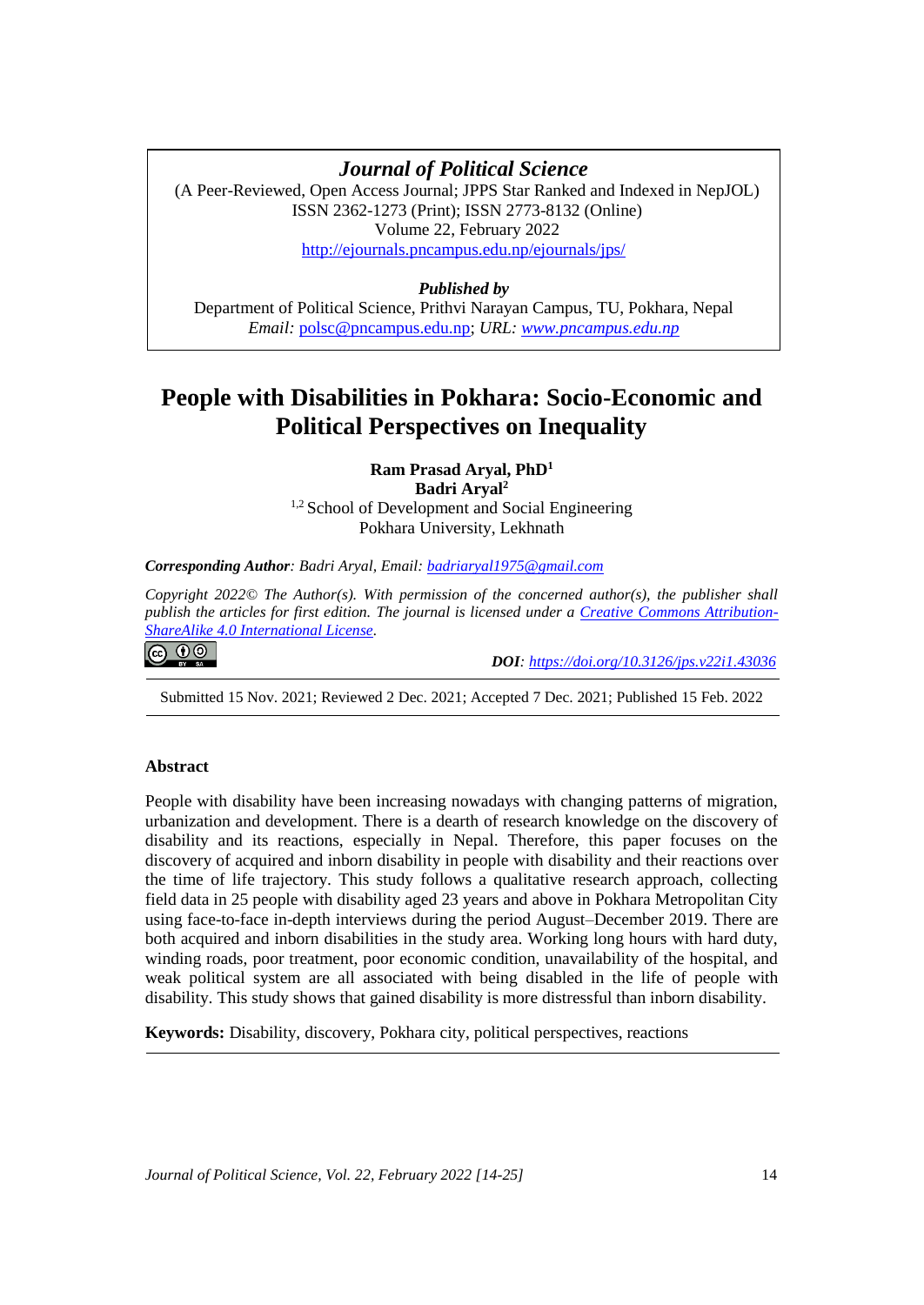*Journal of Political Science*

(A Peer-Reviewed, Open Access Journal; JPPS Star Ranked and Indexed in NepJOL)
ISSN 2362-1273 (Print); ISSN 2773-8132 (Online)
Volume 22, February 2022
http://ejournals.pncampus.edu.np/ejournals/jps/

***Published by***
Department of Political Science, Prithvi Narayan Campus, TU, Pokhara, Nepal
*Email:* polsc@pncampus.edu.np; *URL:* www.pncampus.edu.np

# People with Disabilities in Pokhara: Socio-Economic and Political Perspectives on Inequality

**Ram Prasad Aryal, PhD**[1]
**Badri Aryal**[2]
[1,2] School of Development and Social Engineering
Pokhara University, Lekhnath

***Corresponding Author****: Badri Aryal, Email: badriaryal1975@gmail.com*

*Copyright 2022© The Author(s). With permission of the concerned author(s), the publisher shall publish the articles for first edition. The journal is licensed under a Creative Commons Attribution-ShareAlike 4.0 International License.*

***DOI****: https://doi.org/10.3126/jps.v22i1.43036*

Submitted 15 Nov. 2021; Reviewed 2 Dec. 2021; Accepted 7 Dec. 2021; Published 15 Feb. 2022

## Abstract

People with disability have been increasing nowadays with changing patterns of migration, urbanization and development. There is a dearth of research knowledge on the discovery of disability and its reactions, especially in Nepal. Therefore, this paper focuses on the discovery of acquired and inborn disability in people with disability and their reactions over the time of life trajectory. This study follows a qualitative research approach, collecting field data in 25 people with disability aged 23 years and above in Pokhara Metropolitan City using face-to-face in-depth interviews during the period August–December 2019. There are both acquired and inborn disabilities in the study area. Working long hours with hard duty, winding roads, poor treatment, poor economic condition, unavailability of the hospital, and weak political system are all associated with being disabled in the life of people with disability. This study shows that gained disability is more distressful than inborn disability.

**Keywords:** Disability, discovery, Pokhara city, political perspectives, reactions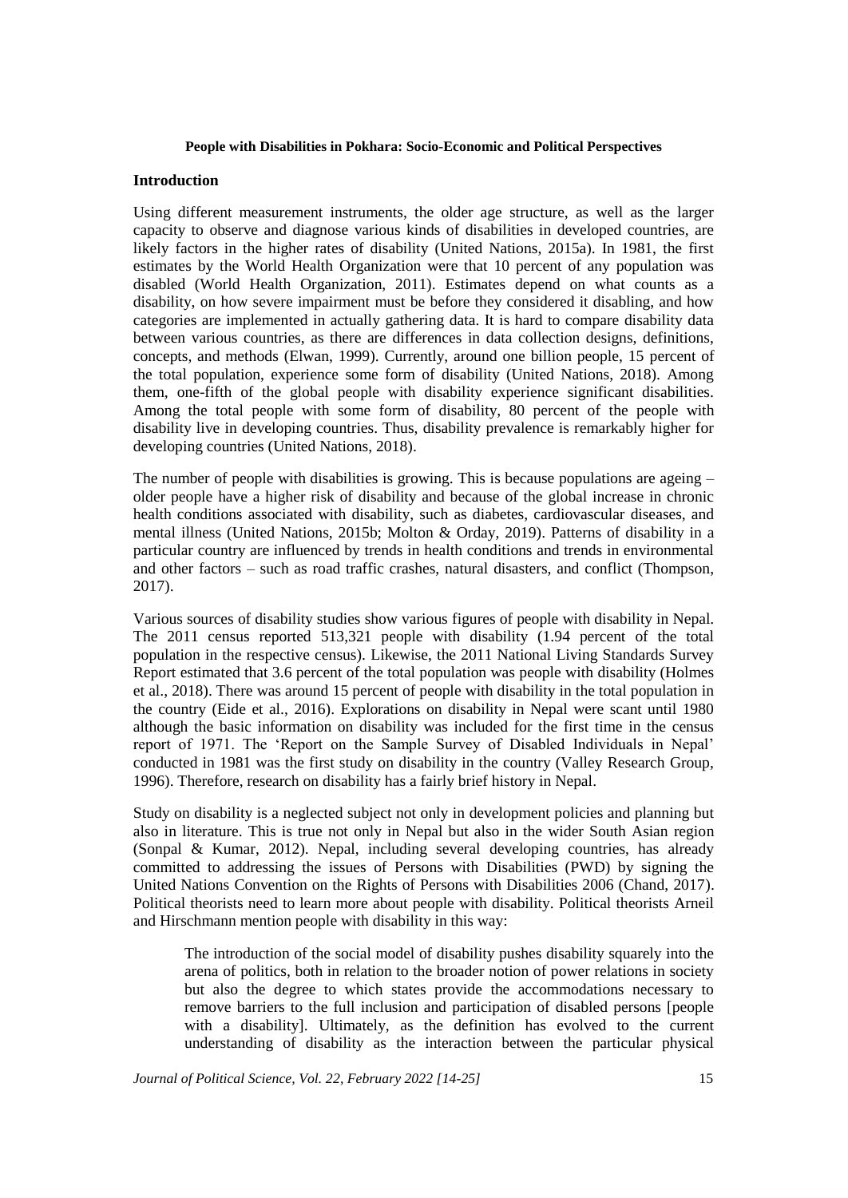**People with Disabilities in Pokhara: Socio-Economic and Political Perspectives**

## Introduction

Using different measurement instruments, the older age structure, as well as the larger capacity to observe and diagnose various kinds of disabilities in developed countries, are likely factors in the higher rates of disability (United Nations, 2015a). In 1981, the first estimates by the World Health Organization were that 10 percent of any population was disabled (World Health Organization, 2011). Estimates depend on what counts as a disability, on how severe impairment must be before they considered it disabling, and how categories are implemented in actually gathering data. It is hard to compare disability data between various countries, as there are differences in data collection designs, definitions, concepts, and methods (Elwan, 1999). Currently, around one billion people, 15 percent of the total population, experience some form of disability (United Nations, 2018). Among them, one-fifth of the global people with disability experience significant disabilities. Among the total people with some form of disability, 80 percent of the people with disability live in developing countries. Thus, disability prevalence is remarkably higher for developing countries (United Nations, 2018).

The number of people with disabilities is growing. This is because populations are ageing – older people have a higher risk of disability and because of the global increase in chronic health conditions associated with disability, such as diabetes, cardiovascular diseases, and mental illness (United Nations, 2015b; Molton & Orday, 2019). Patterns of disability in a particular country are influenced by trends in health conditions and trends in environmental and other factors – such as road traffic crashes, natural disasters, and conflict (Thompson, 2017).

Various sources of disability studies show various figures of people with disability in Nepal. The 2011 census reported 513,321 people with disability (1.94 percent of the total population in the respective census). Likewise, the 2011 National Living Standards Survey Report estimated that 3.6 percent of the total population was people with disability (Holmes et al., 2018). There was around 15 percent of people with disability in the total population in the country (Eide et al., 2016). Explorations on disability in Nepal were scant until 1980 although the basic information on disability was included for the first time in the census report of 1971. The 'Report on the Sample Survey of Disabled Individuals in Nepal' conducted in 1981 was the first study on disability in the country (Valley Research Group, 1996). Therefore, research on disability has a fairly brief history in Nepal.

Study on disability is a neglected subject not only in development policies and planning but also in literature. This is true not only in Nepal but also in the wider South Asian region (Sonpal & Kumar, 2012). Nepal, including several developing countries, has already committed to addressing the issues of Persons with Disabilities (PWD) by signing the United Nations Convention on the Rights of Persons with Disabilities 2006 (Chand, 2017). Political theorists need to learn more about people with disability. Political theorists Arneil and Hirschmann mention people with disability in this way:

> The introduction of the social model of disability pushes disability squarely into the arena of politics, both in relation to the broader notion of power relations in society but also the degree to which states provide the accommodations necessary to remove barriers to the full inclusion and participation of disabled persons [people with a disability]. Ultimately, as the definition has evolved to the current understanding of disability as the interaction between the particular physical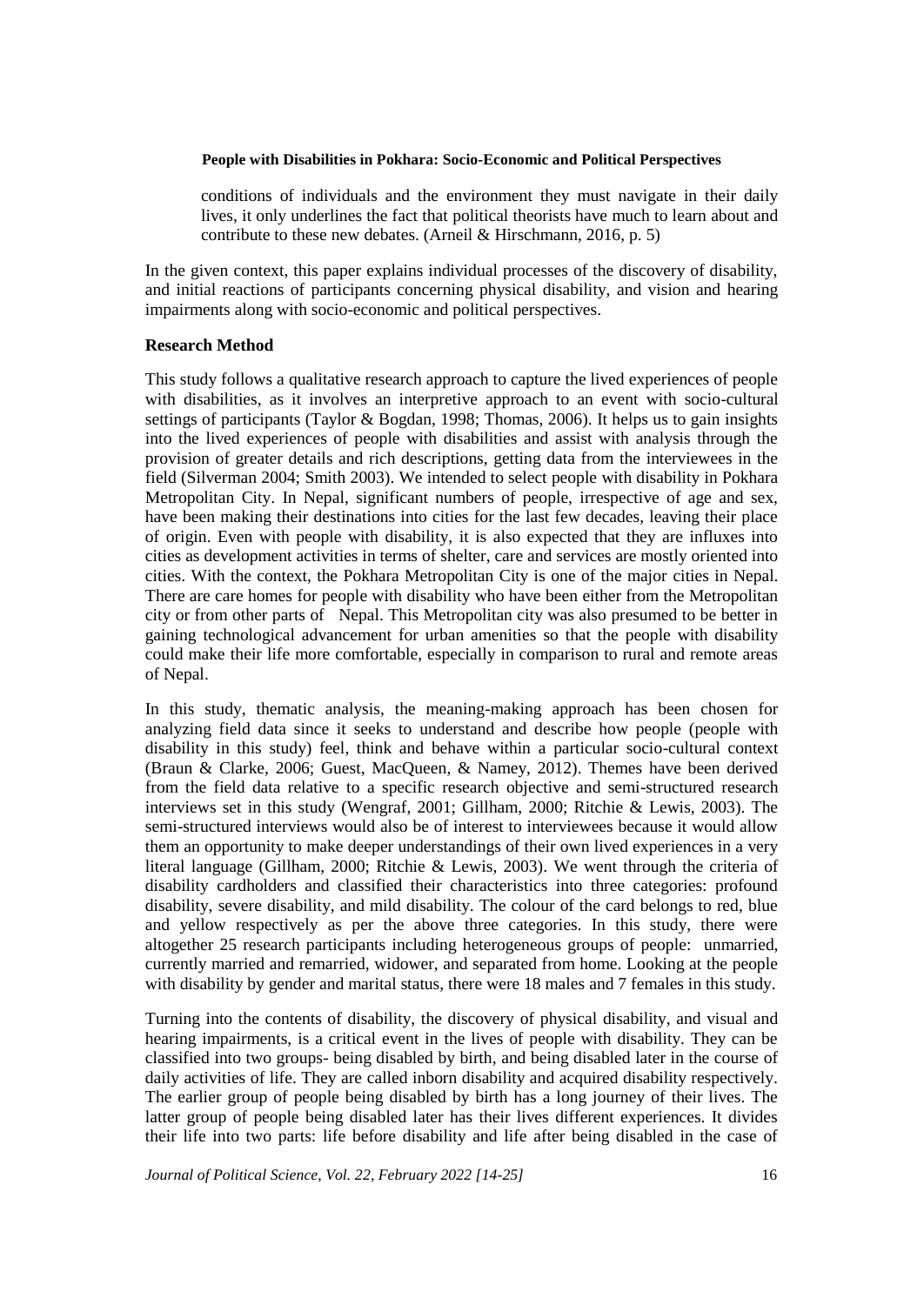conditions of individuals and the environment they must navigate in their daily lives, it only underlines the fact that political theorists have much to learn about and contribute to these new debates. (Arneil & Hirschmann, 2016, p. 5)

In the given context, this paper explains individual processes of the discovery of disability, and initial reactions of participants concerning physical disability, and vision and hearing impairments along with socio-economic and political perspectives.

## Research Method

This study follows a qualitative research approach to capture the lived experiences of people with disabilities, as it involves an interpretive approach to an event with socio-cultural settings of participants (Taylor & Bogdan, 1998; Thomas, 2006). It helps us to gain insights into the lived experiences of people with disabilities and assist with analysis through the provision of greater details and rich descriptions, getting data from the interviewees in the field (Silverman 2004; Smith 2003). We intended to select people with disability in Pokhara Metropolitan City. In Nepal, significant numbers of people, irrespective of age and sex, have been making their destinations into cities for the last few decades, leaving their place of origin. Even with people with disability, it is also expected that they are influxes into cities as development activities in terms of shelter, care and services are mostly oriented into cities. With the context, the Pokhara Metropolitan City is one of the major cities in Nepal. There are care homes for people with disability who have been either from the Metropolitan city or from other parts of Nepal. This Metropolitan city was also presumed to be better in gaining technological advancement for urban amenities so that the people with disability could make their life more comfortable, especially in comparison to rural and remote areas of Nepal.

In this study, thematic analysis, the meaning-making approach has been chosen for analyzing field data since it seeks to understand and describe how people (people with disability in this study) feel, think and behave within a particular socio-cultural context (Braun & Clarke, 2006; Guest, MacQueen, & Namey, 2012). Themes have been derived from the field data relative to a specific research objective and semi-structured research interviews set in this study (Wengraf, 2001; Gillham, 2000; Ritchie & Lewis, 2003). The semi-structured interviews would also be of interest to interviewees because it would allow them an opportunity to make deeper understandings of their own lived experiences in a very literal language (Gillham, 2000; Ritchie & Lewis, 2003). We went through the criteria of disability cardholders and classified their characteristics into three categories: profound disability, severe disability, and mild disability. The colour of the card belongs to red, blue and yellow respectively as per the above three categories. In this study, there were altogether 25 research participants including heterogeneous groups of people: unmarried, currently married and remarried, widower, and separated from home. Looking at the people with disability by gender and marital status, there were 18 males and 7 females in this study.

Turning into the contents of disability, the discovery of physical disability, and visual and hearing impairments, is a critical event in the lives of people with disability. They can be classified into two groups- being disabled by birth, and being disabled later in the course of daily activities of life. They are called inborn disability and acquired disability respectively. The earlier group of people being disabled by birth has a long journey of their lives. The latter group of people being disabled later has their lives different experiences. It divides their life into two parts: life before disability and life after being disabled in the case of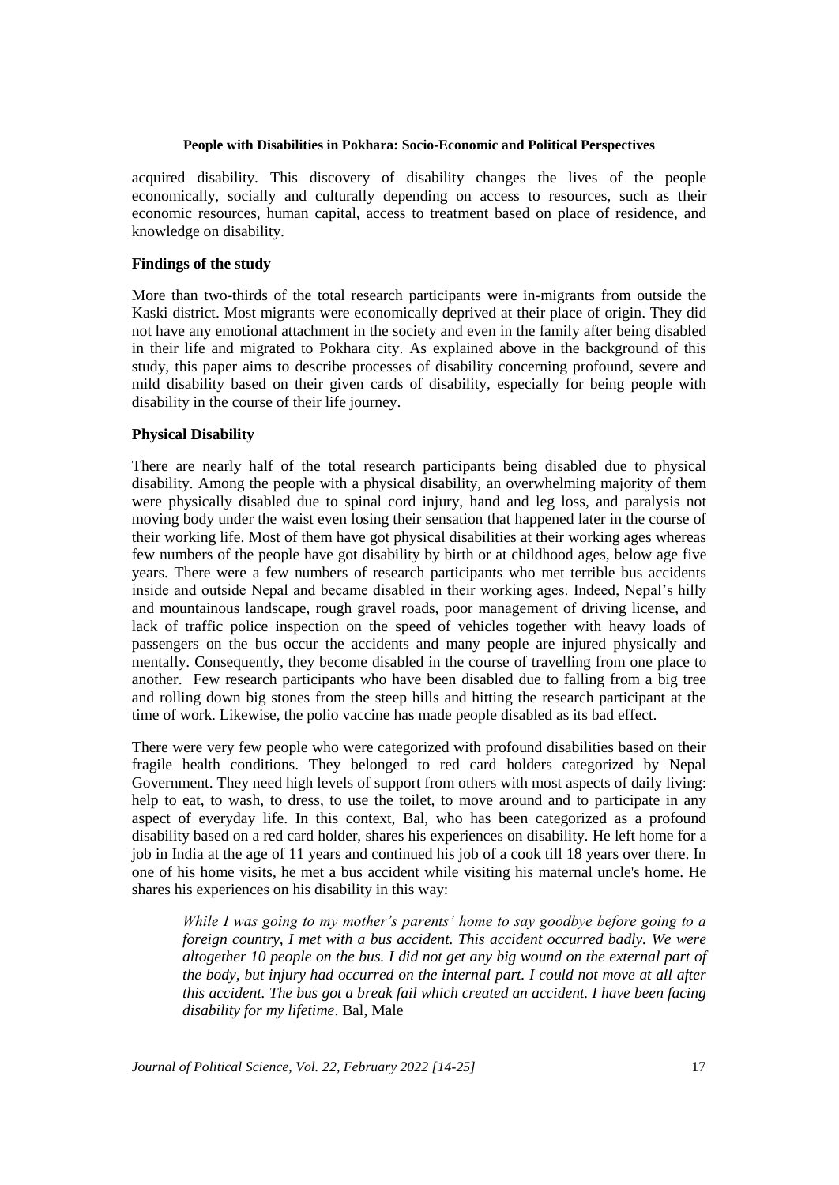acquired disability. This discovery of disability changes the lives of the people economically, socially and culturally depending on access to resources, such as their economic resources, human capital, access to treatment based on place of residence, and knowledge on disability.

### Findings of the study

More than two-thirds of the total research participants were in-migrants from outside the Kaski district. Most migrants were economically deprived at their place of origin. They did not have any emotional attachment in the society and even in the family after being disabled in their life and migrated to Pokhara city. As explained above in the background of this study, this paper aims to describe processes of disability concerning profound, severe and mild disability based on their given cards of disability, especially for being people with disability in the course of their life journey.

### Physical Disability

There are nearly half of the total research participants being disabled due to physical disability. Among the people with a physical disability, an overwhelming majority of them were physically disabled due to spinal cord injury, hand and leg loss, and paralysis not moving body under the waist even losing their sensation that happened later in the course of their working life. Most of them have got physical disabilities at their working ages whereas few numbers of the people have got disability by birth or at childhood ages, below age five years. There were a few numbers of research participants who met terrible bus accidents inside and outside Nepal and became disabled in their working ages. Indeed, Nepal's hilly and mountainous landscape, rough gravel roads, poor management of driving license, and lack of traffic police inspection on the speed of vehicles together with heavy loads of passengers on the bus occur the accidents and many people are injured physically and mentally. Consequently, they become disabled in the course of travelling from one place to another. Few research participants who have been disabled due to falling from a big tree and rolling down big stones from the steep hills and hitting the research participant at the time of work. Likewise, the polio vaccine has made people disabled as its bad effect.

There were very few people who were categorized with profound disabilities based on their fragile health conditions. They belonged to red card holders categorized by Nepal Government. They need high levels of support from others with most aspects of daily living: help to eat, to wash, to dress, to use the toilet, to move around and to participate in any aspect of everyday life. In this context, Bal, who has been categorized as a profound disability based on a red card holder, shares his experiences on disability. He left home for a job in India at the age of 11 years and continued his job of a cook till 18 years over there. In one of his home visits, he met a bus accident while visiting his maternal uncle's home. He shares his experiences on his disability in this way:

> *While I was going to my mother's parents' home to say goodbye before going to a foreign country, I met with a bus accident. This accident occurred badly. We were altogether 10 people on the bus. I did not get any big wound on the external part of the body, but injury had occurred on the internal part. I could not move at all after this accident. The bus got a break fail which created an accident. I have been facing disability for my lifetime*. Bal, Male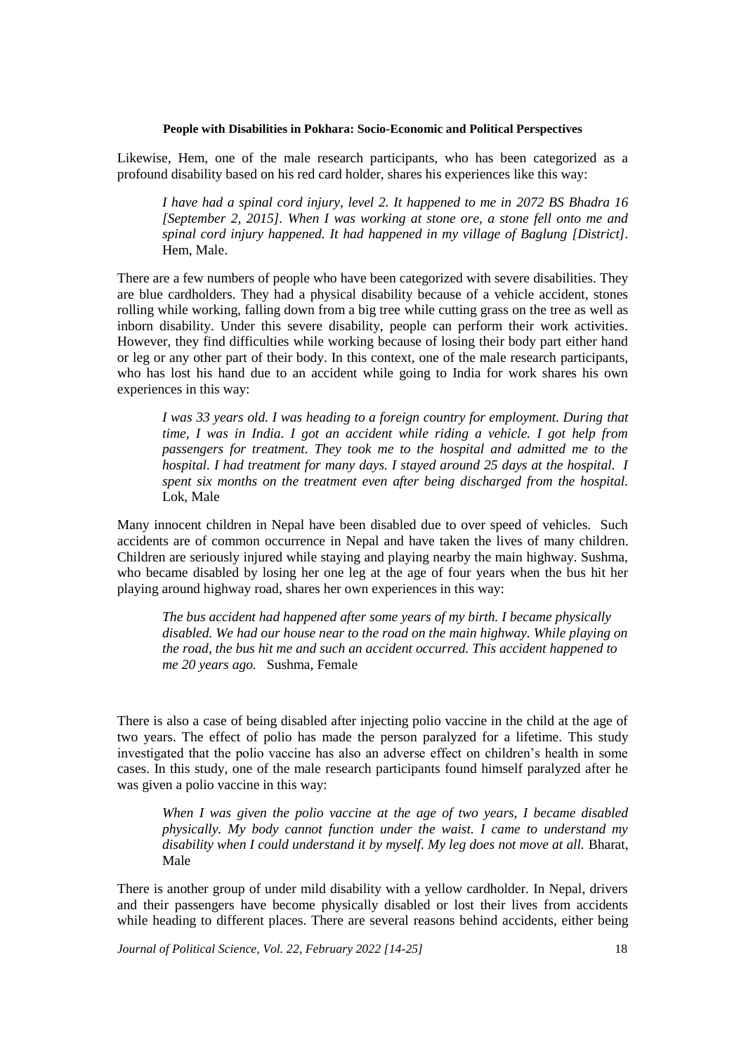Likewise, Hem, one of the male research participants, who has been categorized as a profound disability based on his red card holder, shares his experiences like this way:

> *I have had a spinal cord injury, level 2. It happened to me in 2072 BS Bhadra 16 [September 2, 2015]. When I was working at stone ore, a stone fell onto me and spinal cord injury happened. It had happened in my village of Baglung [District].* Hem, Male.

There are a few numbers of people who have been categorized with severe disabilities. They are blue cardholders. They had a physical disability because of a vehicle accident, stones rolling while working, falling down from a big tree while cutting grass on the tree as well as inborn disability. Under this severe disability, people can perform their work activities. However, they find difficulties while working because of losing their body part either hand or leg or any other part of their body. In this context, one of the male research participants, who has lost his hand due to an accident while going to India for work shares his own experiences in this way:

> *I was 33 years old. I was heading to a foreign country for employment. During that time, I was in India. I got an accident while riding a vehicle. I got help from passengers for treatment. They took me to the hospital and admitted me to the hospital. I had treatment for many days. I stayed around 25 days at the hospital. I spent six months on the treatment even after being discharged from the hospital.* Lok, Male

Many innocent children in Nepal have been disabled due to over speed of vehicles. Such accidents are of common occurrence in Nepal and have taken the lives of many children. Children are seriously injured while staying and playing nearby the main highway. Sushma, who became disabled by losing her one leg at the age of four years when the bus hit her playing around highway road, shares her own experiences in this way:

> *The bus accident had happened after some years of my birth. I became physically disabled. We had our house near to the road on the main highway. While playing on the road, the bus hit me and such an accident occurred. This accident happened to me 20 years ago.* Sushma, Female

There is also a case of being disabled after injecting polio vaccine in the child at the age of two years. The effect of polio has made the person paralyzed for a lifetime. This study investigated that the polio vaccine has also an adverse effect on children's health in some cases. In this study, one of the male research participants found himself paralyzed after he was given a polio vaccine in this way:

> *When I was given the polio vaccine at the age of two years, I became disabled physically. My body cannot function under the waist. I came to understand my disability when I could understand it by myself. My leg does not move at all.* Bharat, Male

There is another group of under mild disability with a yellow cardholder. In Nepal, drivers and their passengers have become physically disabled or lost their lives from accidents while heading to different places. There are several reasons behind accidents, either being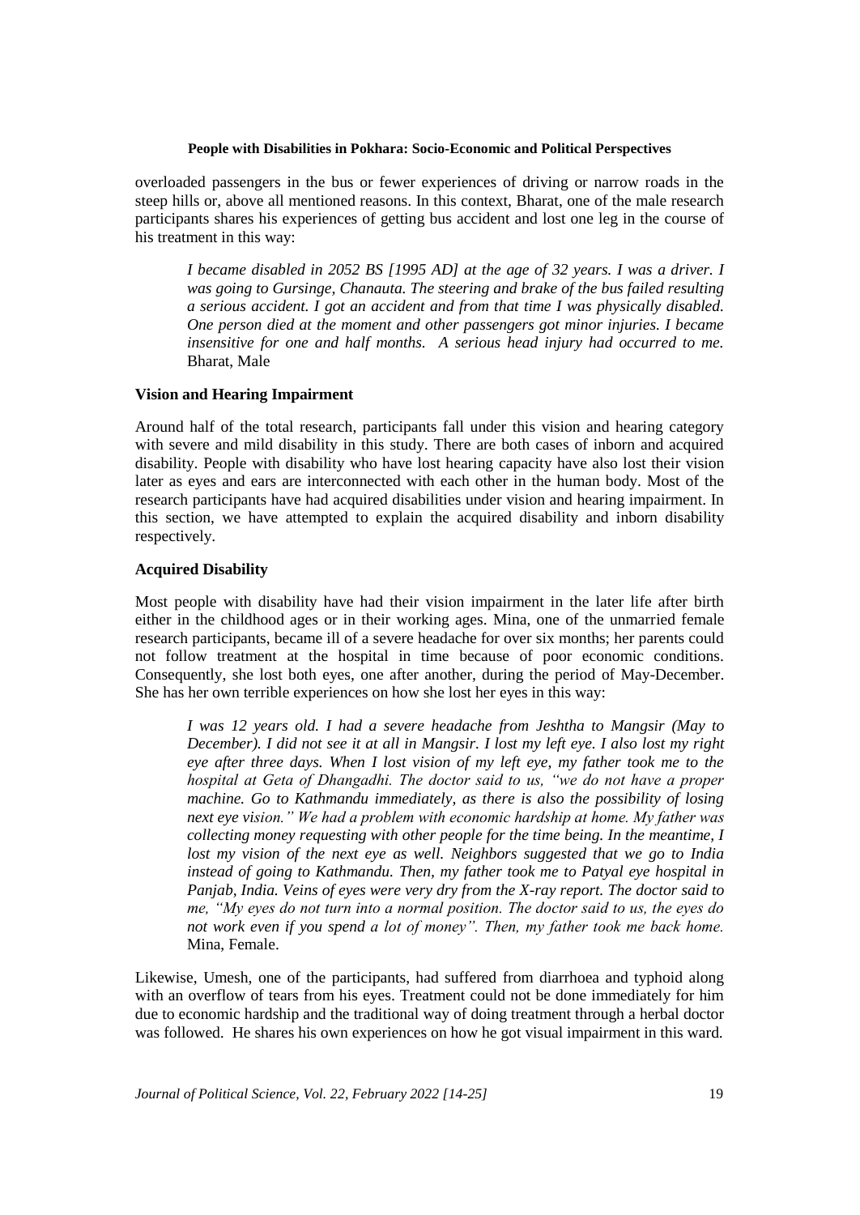overloaded passengers in the bus or fewer experiences of driving or narrow roads in the steep hills or, above all mentioned reasons. In this context, Bharat, one of the male research participants shares his experiences of getting bus accident and lost one leg in the course of his treatment in this way:

> *I became disabled in 2052 BS [1995 AD] at the age of 32 years. I was a driver. I was going to Gursinge, Chanauta. The steering and brake of the bus failed resulting a serious accident. I got an accident and from that time I was physically disabled. One person died at the moment and other passengers got minor injuries. I became insensitive for one and half months. A serious head injury had occurred to me.* Bharat, Male

### Vision and Hearing Impairment

Around half of the total research, participants fall under this vision and hearing category with severe and mild disability in this study. There are both cases of inborn and acquired disability. People with disability who have lost hearing capacity have also lost their vision later as eyes and ears are interconnected with each other in the human body. Most of the research participants have had acquired disabilities under vision and hearing impairment. In this section, we have attempted to explain the acquired disability and inborn disability respectively.

### Acquired Disability

Most people with disability have had their vision impairment in the later life after birth either in the childhood ages or in their working ages. Mina, one of the unmarried female research participants, became ill of a severe headache for over six months; her parents could not follow treatment at the hospital in time because of poor economic conditions. Consequently, she lost both eyes, one after another, during the period of May-December. She has her own terrible experiences on how she lost her eyes in this way:

> *I was 12 years old. I had a severe headache from Jeshtha to Mangsir (May to December). I did not see it at all in Mangsir. I lost my left eye. I also lost my right eye after three days. When I lost vision of my left eye, my father took me to the hospital at Geta of Dhangadhi. The doctor said to us, "we do not have a proper machine. Go to Kathmandu immediately, as there is also the possibility of losing next eye vision." We had a problem with economic hardship at home. My father was collecting money requesting with other people for the time being. In the meantime, I lost my vision of the next eye as well. Neighbors suggested that we go to India instead of going to Kathmandu. Then, my father took me to Patyal eye hospital in Panjab, India. Veins of eyes were very dry from the X-ray report. The doctor said to me, "My eyes do not turn into a normal position. The doctor said to us, the eyes do not work even if you spend a lot of money". Then, my father took me back home.* Mina, Female.

Likewise, Umesh, one of the participants, had suffered from diarrhoea and typhoid along with an overflow of tears from his eyes. Treatment could not be done immediately for him due to economic hardship and the traditional way of doing treatment through a herbal doctor was followed. He shares his own experiences on how he got visual impairment in this ward.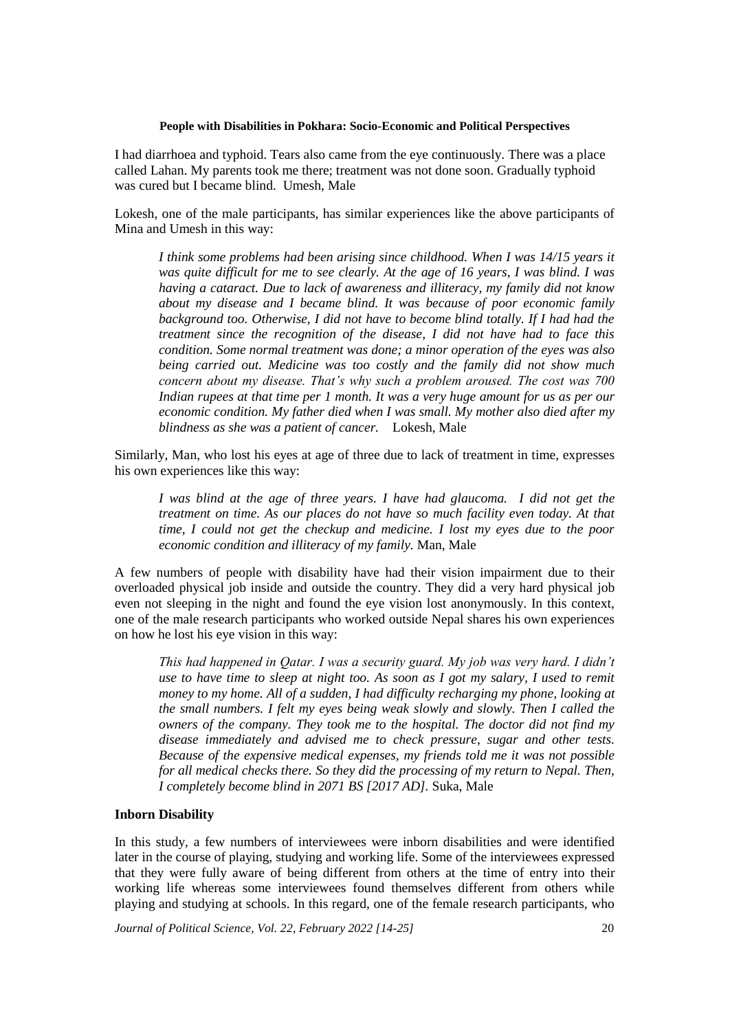I had diarrhoea and typhoid. Tears also came from the eye continuously. There was a place called Lahan. My parents took me there; treatment was not done soon. Gradually typhoid was cured but I became blind. Umesh, Male

Lokesh, one of the male participants, has similar experiences like the above participants of Mina and Umesh in this way:

> *I think some problems had been arising since childhood. When I was 14/15 years it was quite difficult for me to see clearly. At the age of 16 years, I was blind. I was having a cataract. Due to lack of awareness and illiteracy, my family did not know about my disease and I became blind. It was because of poor economic family background too. Otherwise, I did not have to become blind totally. If I had had the treatment since the recognition of the disease, I did not have had to face this condition. Some normal treatment was done; a minor operation of the eyes was also being carried out. Medicine was too costly and the family did not show much concern about my disease. That's why such a problem aroused. The cost was 700 Indian rupees at that time per 1 month. It was a very huge amount for us as per our economic condition. My father died when I was small. My mother also died after my blindness as she was a patient of cancer.* Lokesh, Male

Similarly, Man, who lost his eyes at age of three due to lack of treatment in time, expresses his own experiences like this way:

> *I was blind at the age of three years. I have had glaucoma. I did not get the treatment on time. As our places do not have so much facility even today. At that time, I could not get the checkup and medicine. I lost my eyes due to the poor economic condition and illiteracy of my family.* Man, Male

A few numbers of people with disability have had their vision impairment due to their overloaded physical job inside and outside the country. They did a very hard physical job even not sleeping in the night and found the eye vision lost anonymously. In this context, one of the male research participants who worked outside Nepal shares his own experiences on how he lost his eye vision in this way:

> *This had happened in Qatar. I was a security guard. My job was very hard. I didn't use to have time to sleep at night too. As soon as I got my salary, I used to remit money to my home. All of a sudden, I had difficulty recharging my phone, looking at the small numbers. I felt my eyes being weak slowly and slowly. Then I called the owners of the company. They took me to the hospital. The doctor did not find my disease immediately and advised me to check pressure, sugar and other tests. Because of the expensive medical expenses, my friends told me it was not possible for all medical checks there. So they did the processing of my return to Nepal. Then, I completely become blind in 2071 BS [2017 AD].* Suka, Male

### Inborn Disability

In this study, a few numbers of interviewees were inborn disabilities and were identified later in the course of playing, studying and working life. Some of the interviewees expressed that they were fully aware of being different from others at the time of entry into their working life whereas some interviewees found themselves different from others while playing and studying at schools. In this regard, one of the female research participants, who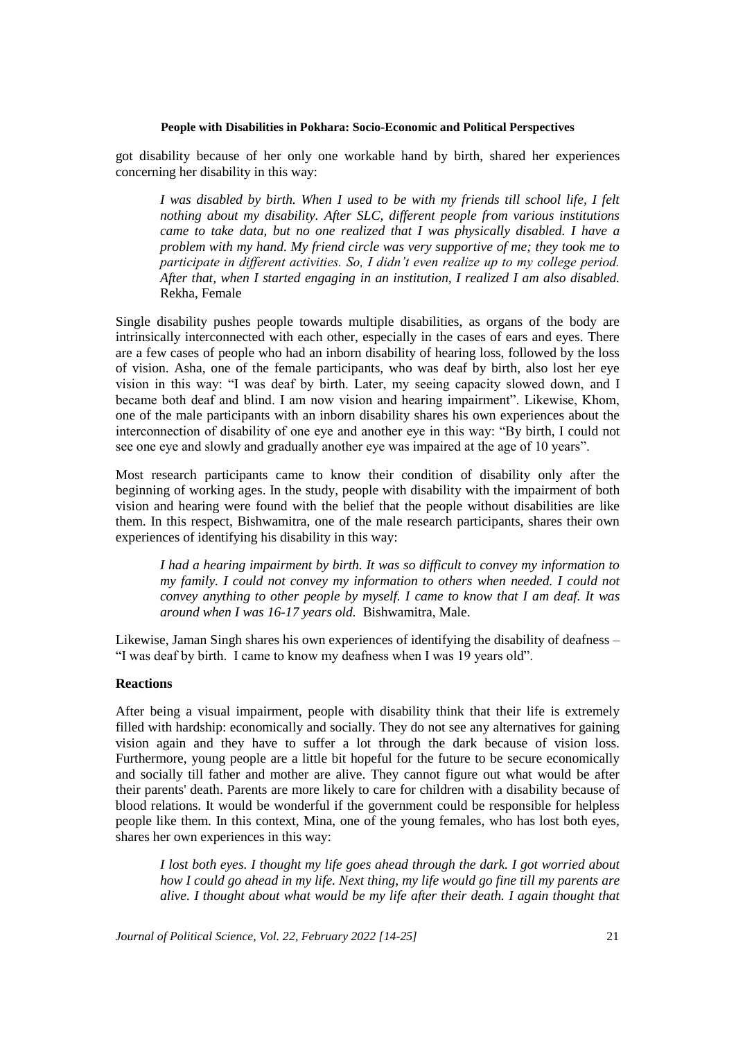got disability because of her only one workable hand by birth, shared her experiences concerning her disability in this way:

> *I was disabled by birth. When I used to be with my friends till school life, I felt nothing about my disability. After SLC, different people from various institutions came to take data, but no one realized that I was physically disabled. I have a problem with my hand. My friend circle was very supportive of me; they took me to participate in different activities. So, I didn't even realize up to my college period. After that, when I started engaging in an institution, I realized I am also disabled.* Rekha, Female

Single disability pushes people towards multiple disabilities, as organs of the body are intrinsically interconnected with each other, especially in the cases of ears and eyes. There are a few cases of people who had an inborn disability of hearing loss, followed by the loss of vision. Asha, one of the female participants, who was deaf by birth, also lost her eye vision in this way: "I was deaf by birth. Later, my seeing capacity slowed down, and I became both deaf and blind. I am now vision and hearing impairment". Likewise, Khom, one of the male participants with an inborn disability shares his own experiences about the interconnection of disability of one eye and another eye in this way: "By birth, I could not see one eye and slowly and gradually another eye was impaired at the age of 10 years".

Most research participants came to know their condition of disability only after the beginning of working ages. In the study, people with disability with the impairment of both vision and hearing were found with the belief that the people without disabilities are like them. In this respect, Bishwamitra, one of the male research participants, shares their own experiences of identifying his disability in this way:

> *I had a hearing impairment by birth. It was so difficult to convey my information to my family. I could not convey my information to others when needed. I could not convey anything to other people by myself. I came to know that I am deaf. It was around when I was 16-17 years old.* Bishwamitra, Male.

Likewise, Jaman Singh shares his own experiences of identifying the disability of deafness – "I was deaf by birth. I came to know my deafness when I was 19 years old".

### Reactions

After being a visual impairment, people with disability think that their life is extremely filled with hardship: economically and socially. They do not see any alternatives for gaining vision again and they have to suffer a lot through the dark because of vision loss. Furthermore, young people are a little bit hopeful for the future to be secure economically and socially till father and mother are alive. They cannot figure out what would be after their parents' death. Parents are more likely to care for children with a disability because of blood relations. It would be wonderful if the government could be responsible for helpless people like them. In this context, Mina, one of the young females, who has lost both eyes, shares her own experiences in this way:

> *I lost both eyes. I thought my life goes ahead through the dark. I got worried about how I could go ahead in my life. Next thing, my life would go fine till my parents are alive. I thought about what would be my life after their death. I again thought that*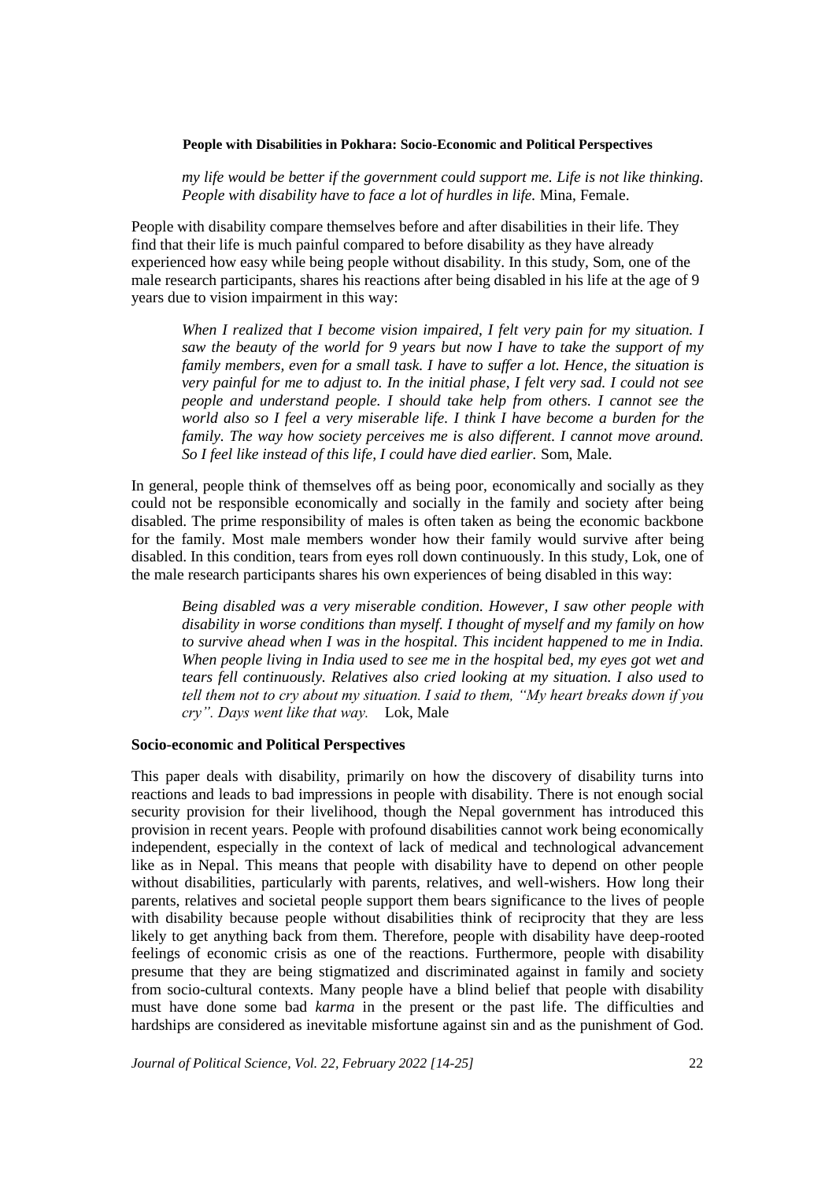*my life would be better if the government could support me. Life is not like thinking. People with disability have to face a lot of hurdles in life.* Mina, Female.

People with disability compare themselves before and after disabilities in their life. They find that their life is much painful compared to before disability as they have already experienced how easy while being people without disability. In this study, Som, one of the male research participants, shares his reactions after being disabled in his life at the age of 9 years due to vision impairment in this way:

> *When I realized that I become vision impaired, I felt very pain for my situation. I saw the beauty of the world for 9 years but now I have to take the support of my family members, even for a small task. I have to suffer a lot. Hence, the situation is very painful for me to adjust to. In the initial phase, I felt very sad. I could not see people and understand people. I should take help from others. I cannot see the world also so I feel a very miserable life. I think I have become a burden for the family. The way how society perceives me is also different. I cannot move around. So I feel like instead of this life, I could have died earlier.* Som, Male.

In general, people think of themselves off as being poor, economically and socially as they could not be responsible economically and socially in the family and society after being disabled. The prime responsibility of males is often taken as being the economic backbone for the family. Most male members wonder how their family would survive after being disabled. In this condition, tears from eyes roll down continuously. In this study, Lok, one of the male research participants shares his own experiences of being disabled in this way:

> *Being disabled was a very miserable condition. However, I saw other people with disability in worse conditions than myself. I thought of myself and my family on how to survive ahead when I was in the hospital. This incident happened to me in India. When people living in India used to see me in the hospital bed, my eyes got wet and tears fell continuously. Relatives also cried looking at my situation. I also used to tell them not to cry about my situation. I said to them, "My heart breaks down if you cry". Days went like that way.* Lok, Male

**Socio-economic and Political Perspectives**

This paper deals with disability, primarily on how the discovery of disability turns into reactions and leads to bad impressions in people with disability. There is not enough social security provision for their livelihood, though the Nepal government has introduced this provision in recent years. People with profound disabilities cannot work being economically independent, especially in the context of lack of medical and technological advancement like as in Nepal. This means that people with disability have to depend on other people without disabilities, particularly with parents, relatives, and well-wishers. How long their parents, relatives and societal people support them bears significance to the lives of people with disability because people without disabilities think of reciprocity that they are less likely to get anything back from them. Therefore, people with disability have deep-rooted feelings of economic crisis as one of the reactions. Furthermore, people with disability presume that they are being stigmatized and discriminated against in family and society from socio-cultural contexts. Many people have a blind belief that people with disability must have done some bad *karma* in the present or the past life. The difficulties and hardships are considered as inevitable misfortune against sin and as the punishment of God.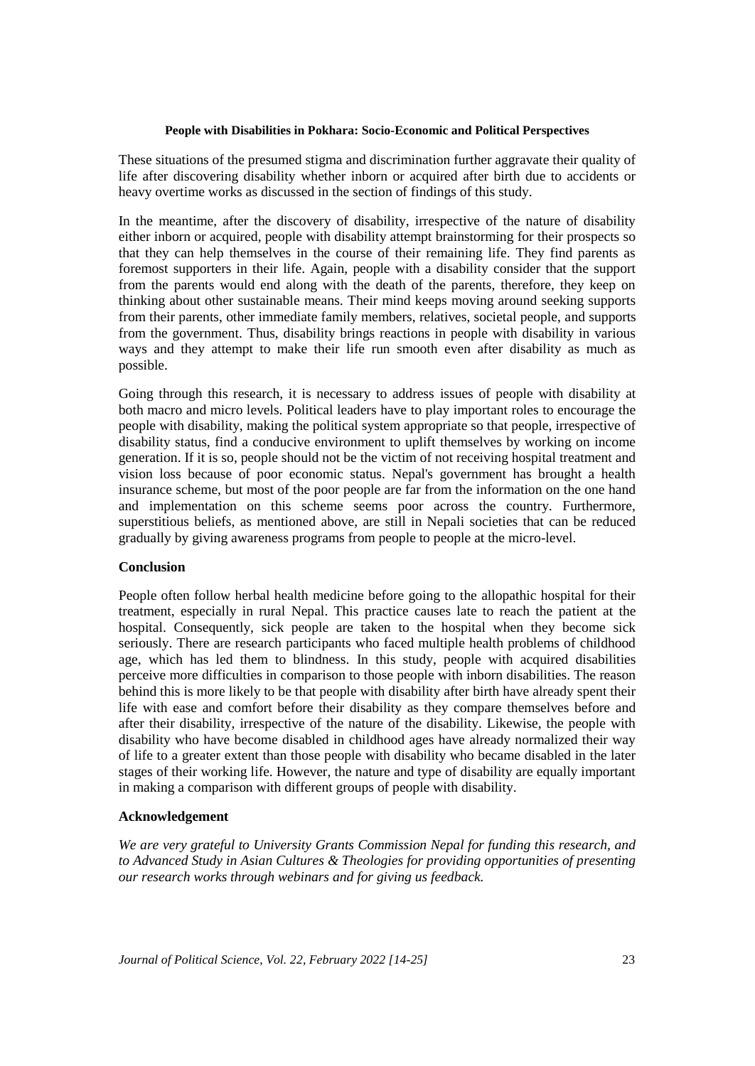These situations of the presumed stigma and discrimination further aggravate their quality of life after discovering disability whether inborn or acquired after birth due to accidents or heavy overtime works as discussed in the section of findings of this study.

In the meantime, after the discovery of disability, irrespective of the nature of disability either inborn or acquired, people with disability attempt brainstorming for their prospects so that they can help themselves in the course of their remaining life. They find parents as foremost supporters in their life. Again, people with a disability consider that the support from the parents would end along with the death of the parents, therefore, they keep on thinking about other sustainable means. Their mind keeps moving around seeking supports from their parents, other immediate family members, relatives, societal people, and supports from the government. Thus, disability brings reactions in people with disability in various ways and they attempt to make their life run smooth even after disability as much as possible.

Going through this research, it is necessary to address issues of people with disability at both macro and micro levels. Political leaders have to play important roles to encourage the people with disability, making the political system appropriate so that people, irrespective of disability status, find a conducive environment to uplift themselves by working on income generation. If it is so, people should not be the victim of not receiving hospital treatment and vision loss because of poor economic status. Nepal's government has brought a health insurance scheme, but most of the poor people are far from the information on the one hand and implementation on this scheme seems poor across the country. Furthermore, superstitious beliefs, as mentioned above, are still in Nepali societies that can be reduced gradually by giving awareness programs from people to people at the micro-level.

## Conclusion

People often follow herbal health medicine before going to the allopathic hospital for their treatment, especially in rural Nepal. This practice causes late to reach the patient at the hospital. Consequently, sick people are taken to the hospital when they become sick seriously. There are research participants who faced multiple health problems of childhood age, which has led them to blindness. In this study, people with acquired disabilities perceive more difficulties in comparison to those people with inborn disabilities. The reason behind this is more likely to be that people with disability after birth have already spent their life with ease and comfort before their disability as they compare themselves before and after their disability, irrespective of the nature of the disability. Likewise, the people with disability who have become disabled in childhood ages have already normalized their way of life to a greater extent than those people with disability who became disabled in the later stages of their working life. However, the nature and type of disability are equally important in making a comparison with different groups of people with disability.

## Acknowledgement

*We are very grateful to University Grants Commission Nepal for funding this research, and to Advanced Study in Asian Cultures & Theologies for providing opportunities of presenting our research works through webinars and for giving us feedback.*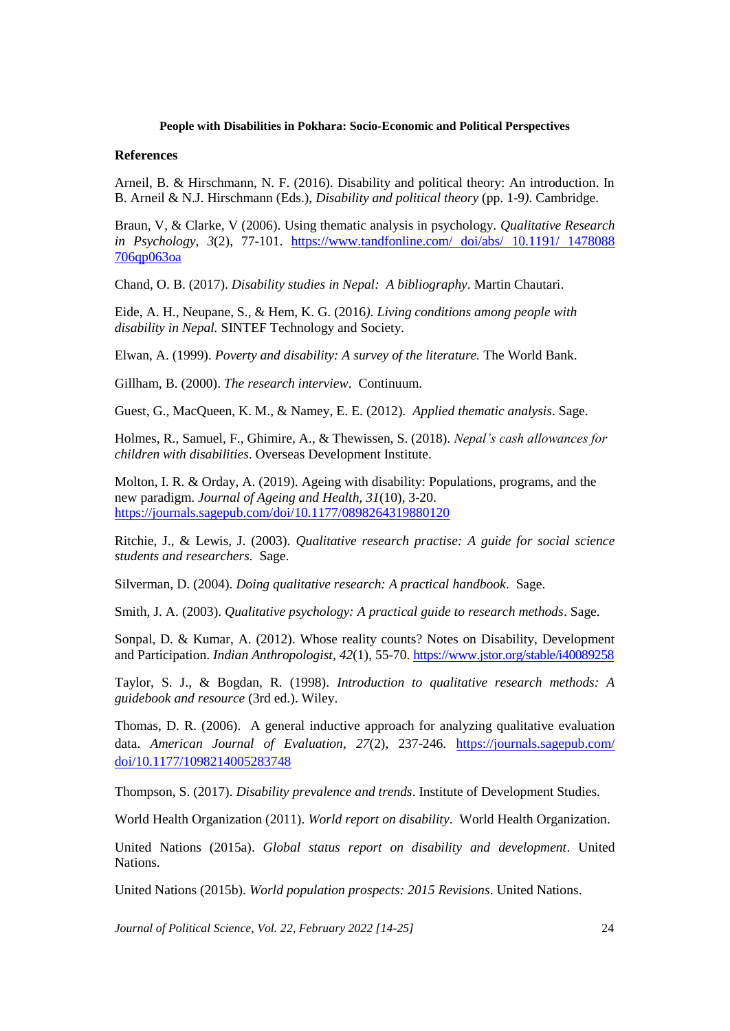**References**

Arneil, B. & Hirschmann, N. F. (2016). Disability and political theory: An introduction. In B. Arneil & N.J. Hirschmann (Eds.), *Disability and political theory* (pp. 1-9*)*. Cambridge.

Braun, V, & Clarke, V (2006). Using thematic analysis in psychology. *Qualitative Research in Psychology*, *3*(2), 77-101. https://www.tandfonline.com/ doi/abs/ 10.1191/ 1478088706qp063oa

Chand, O. B. (2017). *Disability studies in Nepal: A bibliography*. Martin Chautari.

Eide, A. H., Neupane, S., & Hem, K. G. (2016*). Living conditions among people with disability in Nepal.* SINTEF Technology and Society.

Elwan, A. (1999). *Poverty and disability: A survey of the literature.* The World Bank.

Gillham, B. (2000). *The research interview*. Continuum.

Guest, G., MacQueen, K. M., & Namey, E. E. (2012). *Applied thematic analysis*. Sage.

Holmes, R., Samuel, F., Ghimire, A., & Thewissen, S. (2018). *Nepal's cash allowances for children with disabilities*. Overseas Development Institute.

Molton, I. R. & Orday, A. (2019). Ageing with disability: Populations, programs, and the new paradigm. *Journal of Ageing and Health, 31*(10), 3-20. https://journals.sagepub.com/doi/10.1177/0898264319880120

Ritchie, J., & Lewis, J. (2003). *Qualitative research practise: A guide for social science students and researchers.* Sage.

Silverman, D. (2004). *Doing qualitative research: A practical handbook*. Sage.

Smith, J. A. (2003). *Qualitative psychology: A practical guide to research methods*. Sage.

Sonpal, D. & Kumar, A. (2012). Whose reality counts? Notes on Disability, Development and Participation. *Indian Anthropologist*, *42*(1), 55-70. https://www.jstor.org/stable/i40089258

Taylor, S. J., & Bogdan, R. (1998). *Introduction to qualitative research methods: A guidebook and resource* (3rd ed.). Wiley.

Thomas, D. R. (2006). A general inductive approach for analyzing qualitative evaluation data. *American Journal of Evaluation, 27*(2), 237-246. https://journals.sagepub.com/ doi/10.1177/1098214005283748

Thompson, S. (2017). *Disability prevalence and trends*. Institute of Development Studies.

World Health Organization (2011). *World report on disability*. World Health Organization.

United Nations (2015a). *Global status report on disability and development*. United Nations.

United Nations (2015b). *World population prospects: 2015 Revisions*. United Nations.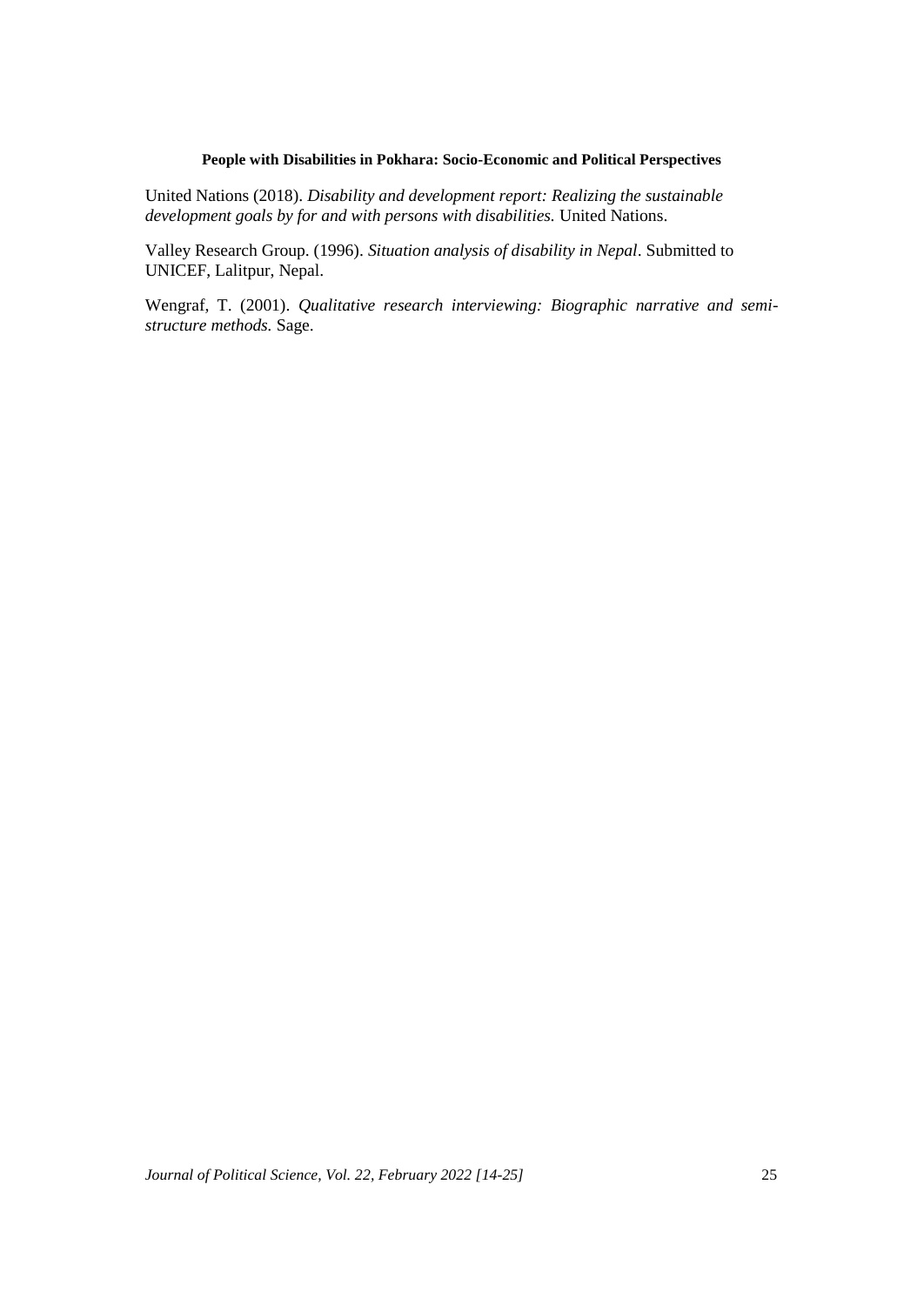United Nations (2018). *Disability and development report: Realizing the sustainable development goals by for and with persons with disabilities.* United Nations.

Valley Research Group. (1996). *Situation analysis of disability in Nepal*. Submitted to UNICEF, Lalitpur, Nepal.

Wengraf, T. (2001). *Qualitative research interviewing: Biographic narrative and semi-structure methods.* Sage.